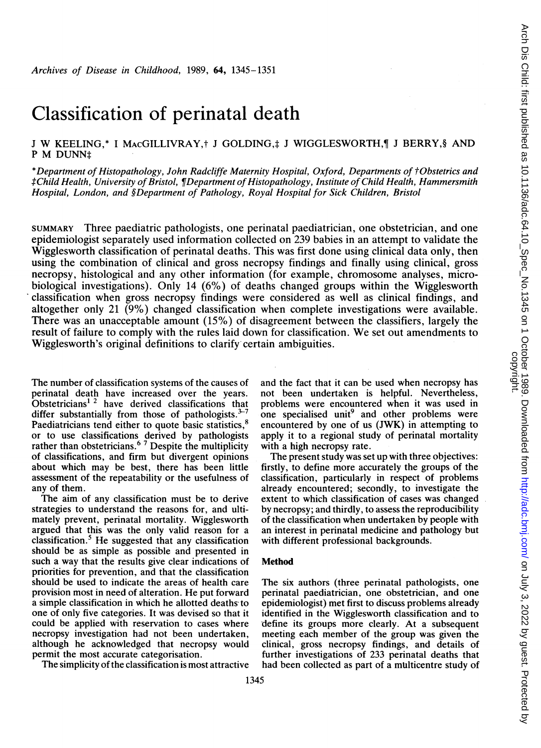# Classification of perinatal death

J W KEELING,* I MacGILLIVRAY,† J GOLDING,‡ J WIGGLESWORTH,¶ J BERRY,§ AND P M DUNN‡

*Department of Histopathology, John Radcliffe Maternity Hospital, Oxford, Departments of †Obstetrics and ‡Child Health, University of Bristol, ¶Department of Histopathology, Institute of Child Health, Hammersmith Hospital, London, and §Department of Pathology, Royal Hospital for Sick Children, Bristol

SUMMARY Three paediatric pathologists, one perinatal paediatrician, one obstetrician, and one epidemiologist separately used information collected on 239 babies in an attempt to validate the Wigglesworth classification of perinatal deaths. This was first done using clinical data only, then using the combination of clinical and gross necropsy findings and finally using clinical, gross necropsy, histological and any other information (for example, chromosome analyses, microbiological investigations). Only 14 (6%) of deaths changed groups within the Wigglesworth classification when gross necropsy findings were considered as well as clinical findings, and altogether only 21 (9%) changed classification when complete investigations were available. There was an unacceptable amount (15%) of disagreement between the classifiers, largely the result of failure to comply with the rules laid down for classification. We set out amendments to Wigglesworth's original definitions to clarify certain ambiguities.

The number of classification systems of the causes of perinatal death have increased over the years. Obstetricians[1 2] have derived classifications that differ substantially from those of pathologists.[3–7] Paediatricians tend either to quote basic statistics,[8] or to use classifications derived by pathologists rather than obstetricians.[6 7] Despite the multiplicity of classifications, and firm but divergent opinions about which may be best, there has been little assessment of the repeatability or the usefulness of any of them.

The aim of any classification must be to derive strategies to understand the reasons for, and ultimately prevent, perinatal mortality. Wigglesworth argued that this was the only valid reason for a classification.[5] He suggested that any classification should be as simple as possible and presented in such a way that the results give clear indications of priorities for prevention, and that the classification should be used to indicate the areas of health care provision most in need of alteration. He put forward a simple classification in which he allotted deaths to one of only five categories. It was devised so that it could be applied with reservation to cases where necropsy investigation had not been undertaken, although he acknowledged that necropsy would permit the most accurate categorisation.

The simplicity of the classification is most attractive and the fact that it can be used when necropsy has not been undertaken is helpful. Nevertheless, problems were encountered when it was used in one specialised unit[9] and other problems were encountered by one of us (JWK) in attempting to apply it to a regional study of perinatal mortality with a high necropsy rate.

The present study was set up with three objectives: firstly, to define more accurately the groups of the classification, particularly in respect of problems already encountered; secondly, to investigate the extent to which classification of cases was changed by necropsy; and thirdly, to assess the reproducibility of the classification when undertaken by people with an interest in perinatal medicine and pathology but with different professional backgrounds.

## Method

The six authors (three perinatal pathologists, one perinatal paediatrician, one obstetrician, and one epidemiologist) met first to discuss problems already identified in the Wigglesworth classification and to define its groups more clearly. At a subsequent meeting each member of the group was given the clinical, gross necropsy findings, and details of further investigations of 233 perinatal deaths that had been collected as part of a multicentre study of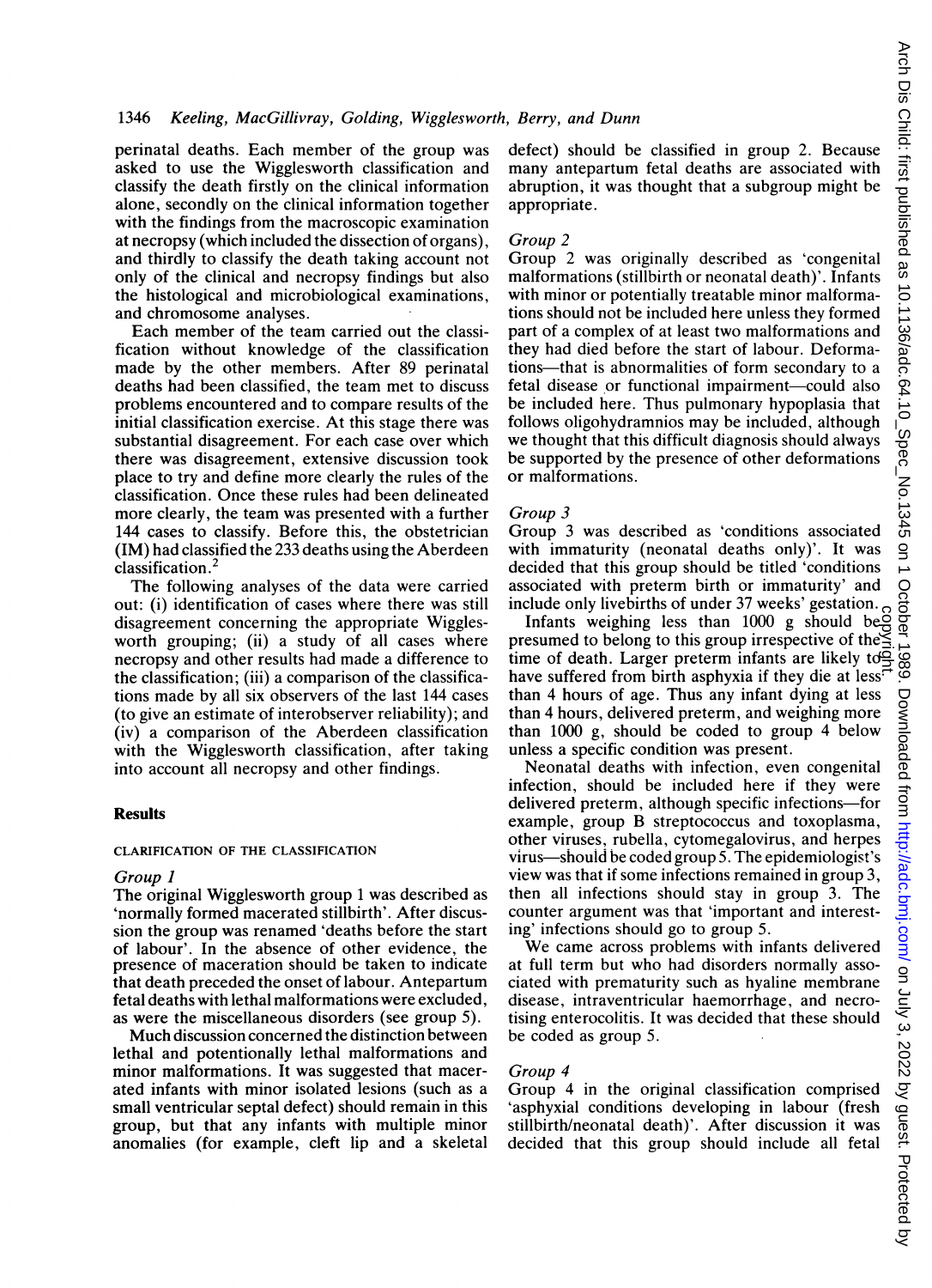perinatal deaths. Each member of the group was asked to use the Wigglesworth classification and classify the death firstly on the clinical information alone, secondly on the clinical information together with the findings from the macroscopic examination at necropsy (which included the dissection of organs), and thirdly to classify the death taking account not only of the clinical and necropsy findings but also the histological and microbiological examinations, and chromosome analyses.

Each member of the team carried out the classification without knowledge of the classification made by the other members. After 89 perinatal deaths had been classified, the team met to discuss problems encountered and to compare results of the initial classification exercise. At this stage there was substantial disagreement. For each case over which there was disagreement, extensive discussion took place to try and define more clearly the rules of the classification. Once these rules had been delineated more clearly, the team was presented with a further 144 cases to classify. Before this, the obstetrician (IM) had classified the 233 deaths using the Aberdeen classification.[2]

The following analyses of the data were carried out: (i) identification of cases where there was still disagreement concerning the appropriate Wigglesworth grouping; (ii) a study of all cases where necropsy and other results had made a difference to the classification; (iii) a comparison of the classifications made by all six observers of the last 144 cases (to give an estimate of interobserver reliability); and (iv) a comparison of the Aberdeen classification with the Wigglesworth classification, after taking into account all necropsy and other findings.

## Results

### CLARIFICATION OF THE CLASSIFICATION

*Group 1*

The original Wigglesworth group 1 was described as 'normally formed macerated stillbirth'. After discussion the group was renamed 'deaths before the start of labour'. In the absence of other evidence, the presence of maceration should be taken to indicate that death preceded the onset of labour. Antepartum fetal deaths with lethal malformations were excluded, as were the miscellaneous disorders (see group 5).

Much discussion concerned the distinction between lethal and potentially lethal malformations and minor malformations. It was suggested that macerated infants with minor isolated lesions (such as a small ventricular septal defect) should remain in this group, but that any infants with multiple minor anomalies (for example, cleft lip and a skeletal defect) should be classified in group 2. Because many antepartum fetal deaths are associated with abruption, it was thought that a subgroup might be appropriate.

*Group 2*

Group 2 was originally described as 'congenital malformations (stillbirth or neonatal death)'. Infants with minor or potentially treatable minor malformations should not be included here unless they formed part of a complex of at least two malformations and they had died before the start of labour. Deformations—that is abnormalities of form secondary to a fetal disease or functional impairment—could also be included here. Thus pulmonary hypoplasia that follows oligohydramnios may be included, although we thought that this difficult diagnosis should always be supported by the presence of other deformations or malformations.

*Group 3*

Group 3 was described as 'conditions associated with immaturity (neonatal deaths only)'. It was decided that this group should be titled 'conditions associated with preterm birth or immaturity' and include only livebirths of under 37 weeks' gestation.

Infants weighing less than 1000 g should be presumed to belong to this group irrespective of the time of death. Larger preterm infants are likely to have suffered from birth asphyxia if they die at less than 4 hours of age. Thus any infant dying at less than 4 hours, delivered preterm, and weighing more than 1000 g, should be coded to group 4 below unless a specific condition was present.

Neonatal deaths with infection, even congenital infection, should be included here if they were delivered preterm, although specific infections—for example, group B streptococcus and toxoplasma, other viruses, rubella, cytomegalovirus, and herpes virus—should be coded group 5. The epidemiologist's view was that if some infections remained in group 3, then all infections should stay in group 3. The counter argument was that 'important and interesting' infections should go to group 5.

We came across problems with infants delivered at full term but who had disorders normally associated with prematurity such as hyaline membrane disease, intraventricular haemorrhage, and necrotising enterocolitis. It was decided that these should be coded as group 5.

*Group 4*

Group 4 in the original classification comprised 'asphyxial conditions developing in labour (fresh stillbirth/neonatal death)'. After discussion it was decided that this group should include all fetal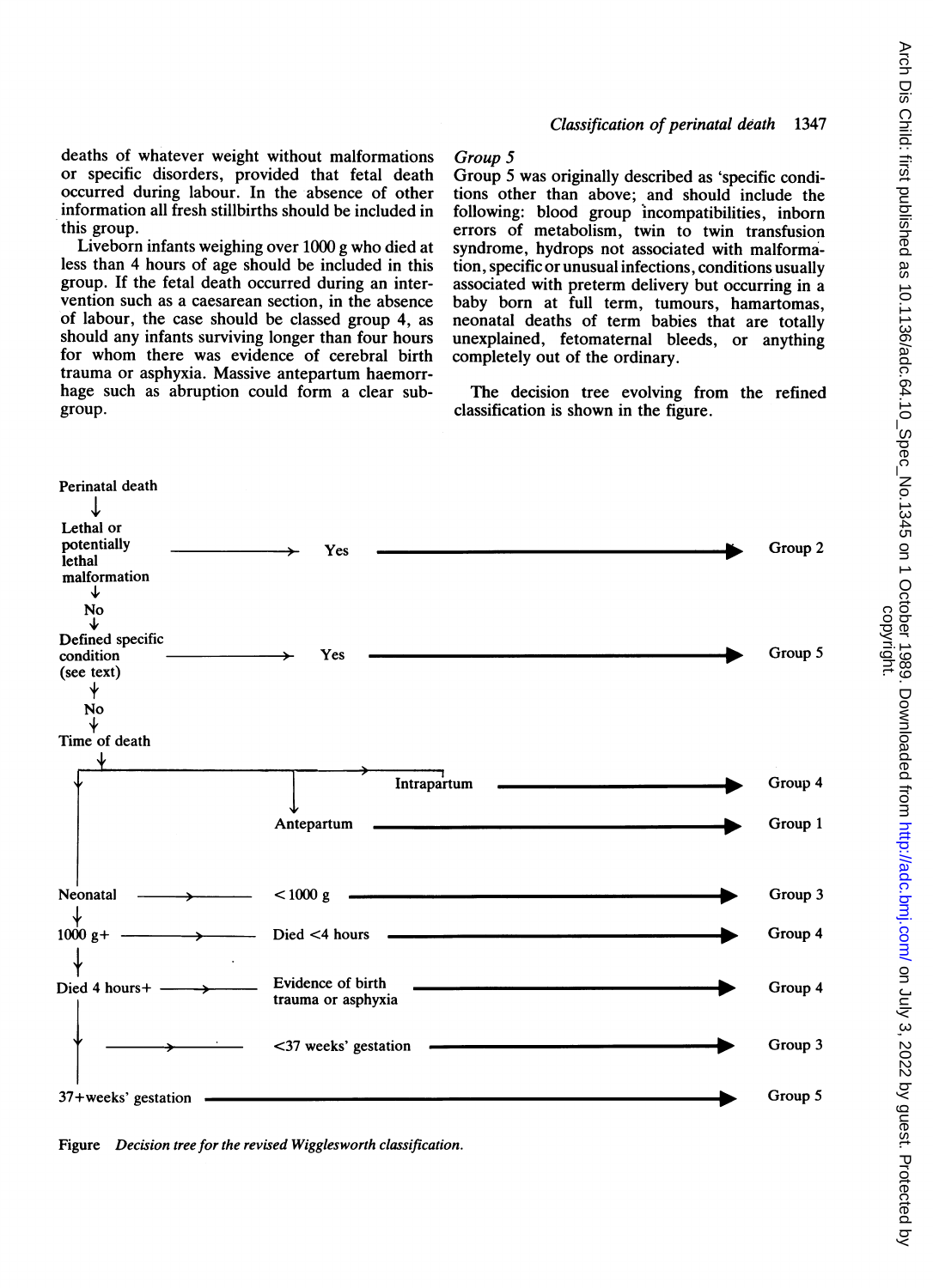deaths of whatever weight without malformations or specific disorders, provided that fetal death occurred during labour. In the absence of other information all fresh stillbirths should be included in this group.

Liveborn infants weighing over 1000 g who died at less than 4 hours of age should be included in this group. If the fetal death occurred during an intervention such as a caesarean section, in the absence of labour, the case should be classed group 4, as should any infants surviving longer than four hours for whom there was evidence of cerebral birth trauma or asphyxia. Massive antepartum haemorrhage such as abruption could form a clear subgroup.

*Group 5*

Group 5 was originally described as 'specific conditions other than above; and should include the following: blood group incompatibilities, inborn errors of metabolism, twin to twin transfusion syndrome, hydrops not associated with malformation, specific or unusual infections, conditions usually associated with preterm delivery but occurring in a baby born at full term, tumours, hamartomas, neonatal deaths of term babies that are totally unexplained, fetomaternal bleeds, or anything completely out of the ordinary.

The decision tree evolving from the refined classification is shown in the figure.

```
Perinatal death
  ↓
Lethal or potentially lethal malformation ——→ Yes ——————————→ Group 2
  ↓
  No
  ↓
Defined specific condition (see text) ——→ Yes ——————————→ Group 5
  ↓
  No
  ↓
Time of death
  ├——→ Intrapartum ——————————→ Group 4
  ├——→ Antepartum ——————————→ Group 1
  ↓
Neonatal ——→ <1000 g ——————————→ Group 3
  ↓
1000 g+ ——→ Died <4 hours ——————————→ Group 4
  ↓
Died 4 hours+ ——→ Evidence of birth trauma or asphyxia ——→ Group 4
  ├——→ <37 weeks' gestation ——————————→ Group 3
  ↓
37+weeks' gestation ——————————→ Group 5
```

Figure *Decision tree for the revised Wigglesworth classification.*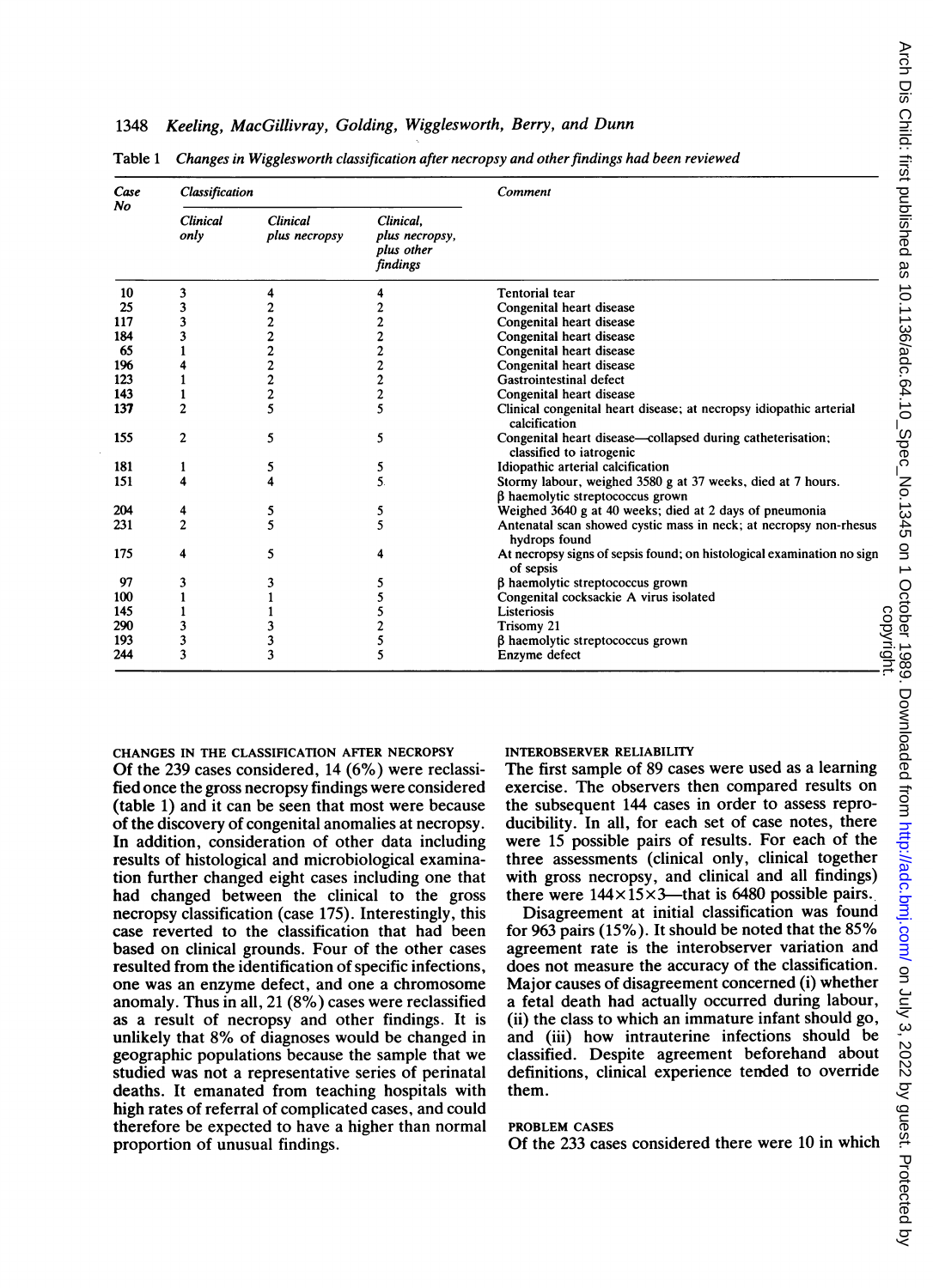Table 1 *Changes in Wigglesworth classification after necropsy and other findings had been reviewed*

| Case No | Classification | | | Comment |
|---|---|---|---|---|
| | Clinical only | Clinical plus necropsy | Clinical, plus necropsy, plus other findings | |
| 10 | 3 | 4 | 4 | Tentorial tear |
| 25 | 3 | 2 | 2 | Congenital heart disease |
| 117 | 3 | 2 | 2 | Congenital heart disease |
| 184 | 3 | 2 | 2 | Congenital heart disease |
| 65 | 1 | 2 | 2 | Congenital heart disease |
| 196 | 4 | 2 | 2 | Congenital heart disease |
| 123 | 1 | 2 | 2 | Gastrointestinal defect |
| 143 | 1 | 2 | 2 | Congenital heart disease |
| 137 | 2 | 5 | 5 | Clinical congenital heart disease; at necropsy idiopathic arterial calcification |
| 155 | 2 | 5 | 5 | Congenital heart disease—collapsed during catheterisation; classified to iatrogenic |
| 181 | 1 | 5 | 5 | Idiopathic arterial calcification |
| 151 | 4 | 4 | 5 | Stormy labour, weighed 3580 g at 37 weeks, died at 7 hours. β haemolytic streptococcus grown |
| 204 | 4 | 5 | 5 | Weighed 3640 g at 40 weeks; died at 2 days of pneumonia |
| 231 | 2 | 5 | 5 | Antenatal scan showed cystic mass in neck; at necropsy non-rhesus hydrops found |
| 175 | 4 | 5 | 4 | At necropsy signs of sepsis found; on histological examination no sign of sepsis |
| 97 | 3 | 3 | 5 | β haemolytic streptococcus grown |
| 100 | 1 | 1 | 5 | Congenital cocksackie A virus isolated |
| 145 | 1 | 1 | 5 | Listeriosis |
| 290 | 3 | 3 | 2 | Trisomy 21 |
| 193 | 3 | 3 | 5 | β haemolytic streptococcus grown |
| 244 | 3 | 3 | 5 | Enzyme defect |

### CHANGES IN THE CLASSIFICATION AFTER NECROPSY

Of the 239 cases considered, 14 (6%) were reclassified once the gross necropsy findings were considered (table 1) and it can be seen that most were because of the discovery of congenital anomalies at necropsy. In addition, consideration of other data including results of histological and microbiological examination further changed eight cases including one that had changed between the clinical to the gross necropsy classification (case 175). Interestingly, this case reverted to the classification that had been based on clinical grounds. Four of the other cases resulted from the identification of specific infections, one was an enzyme defect, and one a chromosome anomaly. Thus in all, 21 (8%) cases were reclassified as a result of necropsy and other findings. It is unlikely that 8% of diagnoses would be changed in geographic populations because the sample that we studied was not a representative series of perinatal deaths. It emanated from teaching hospitals with high rates of referral of complicated cases, and could therefore be expected to have a higher than normal proportion of unusual findings.

### INTEROBSERVER RELIABILITY

The first sample of 89 cases were used as a learning exercise. The observers then compared results on the subsequent 144 cases in order to assess reproducibility. In all, for each set of case notes, there were 15 possible pairs of results. For each of the three assessments (clinical only, clinical together with gross necropsy, and clinical and all findings) there were $144 \times 15 \times 3$—that is 6480 possible pairs.

Disagreement at initial classification was found for 963 pairs (15%). It should be noted that the 85% agreement rate is the interobserver variation and does not measure the accuracy of the classification. Major causes of disagreement concerned (i) whether a fetal death had actually occurred during labour, (ii) the class to which an immature infant should go, and (iii) how intrauterine infections should be classified. Despite agreement beforehand about definitions, clinical experience tended to override them.

### PROBLEM CASES

Of the 233 cases considered there were 10 in which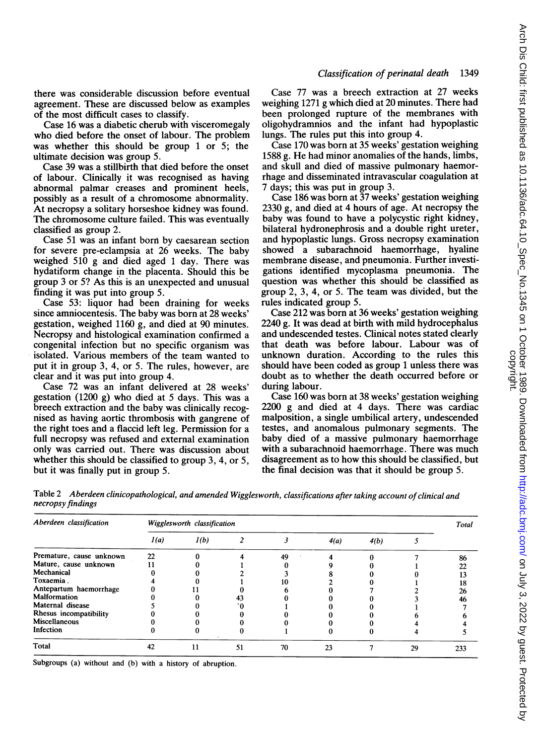there was considerable discussion before eventual agreement. These are discussed below as examples of the most difficult cases to classify.

Case 16 was a diabetic cherub with visceromegaly who died before the onset of labour. The problem was whether this should be group 1 or 5; the ultimate decision was group 5.

Case 39 was a stillbirth that died before the onset of labour. Clinically it was recognised as having abnormal palmar creases and prominent heels, possibly as a result of a chromosome abnormality. At necropsy a solitary horseshoe kidney was found. The chromosome culture failed. This was eventually classified as group 2.

Case 51 was an infant born by caesarean section for severe pre-eclampsia at 26 weeks. The baby weighed 510 g and died aged 1 day. There was hydatiform change in the placenta. Should this be group 3 or 5? As this is an unexpected and unusual finding it was put into group 5.

Case 53: liquor had been draining for weeks since amniocentesis. The baby was born at 28 weeks' gestation, weighed 1160 g, and died at 90 minutes. Necropsy and histological examination confirmed a congenital infection but no specific organism was isolated. Various members of the team wanted to put it in group 3, 4, or 5. The rules, however, are clear and it was put into group 4.

Case 72 was an infant delivered at 28 weeks' gestation (1200 g) who died at 5 days. This was a breech extraction and the baby was clinically recognised as having aortic thrombosis with gangrene of the right toes and a flaccid left leg. Permission for a full necropsy was refused and external examination only was carried out. There was discussion about whether this should be classified to group 3, 4, or 5, but it was finally put in group 5.

Case 77 was a breech extraction at 27 weeks weighing 1271 g which died at 20 minutes. There had been prolonged rupture of the membranes with oligohydramnios and the infant had hypoplastic lungs. The rules put this into group 4.

Case 170 was born at 35 weeks' gestation weighing 1588 g. He had minor anomalies of the hands, limbs, and skull and died of massive pulmonary haemorrhage and disseminated intravascular coagulation at 7 days; this was put in group 3.

Case 186 was born at 37 weeks' gestation weighing 2330 g, and died at 4 hours of age. At necropsy the baby was found to have a polycystic right kidney, bilateral hydronephrosis and a double right ureter, and hypoplastic lungs. Gross necropsy examination showed a subarachnoid haemorrhage, hyaline membrane disease, and pneumonia. Further investigations identified mycoplasma pneumonia. The question was whether this should be classified as group 2, 3, 4, or 5. The team was divided, but the rules indicated group 5.

Case 212 was born at 36 weeks' gestation weighing 2240 g. It was dead at birth with mild hydrocephalus and undescended testes. Clinical notes stated clearly that death was before labour. Labour was of unknown duration. According to the rules this should have been coded as group 1 unless there was doubt as to whether the death occurred before or during labour.

Case 160 was born at 38 weeks' gestation weighing 2200 g and died at 4 days. There was cardiac malposition, a single umbilical artery, undescended testes, and anomalous pulmonary segments. The baby died of a massive pulmonary haemorrhage with a subarachnoid haemorrhage. There was much disagreement as to how this should be classified, but the final decision was that it should be group 5.

Table 2 *Aberdeen clinicopathological, and amended Wigglesworth, classifications after taking account of clinical and necropsy findings*

| *Aberdeen classification* | *Wigglesworth classification* | | | | | | | *Total* |
|---|---|---|---|---|---|---|---|---|
| | *1(a)* | *1(b)* | *2* | *3* | *4(a)* | *4(b)* | *5* | |
| Premature, cause unknown | 22 | 0 | 4 | 49 | 4 | 0 | 7 | 86 |
| Mature, cause unknown | 11 | 0 | 1 | 0 | 9 | 0 | 1 | 22 |
| Mechanical | 0 | 0 | 2 | 3 | 8 | 0 | 0 | 13 |
| Toxaemia | 4 | 0 | 1 | 10 | 2 | 0 | 1 | 18 |
| Antepartum haemorrhage | 0 | 11 | 0 | 6 | 0 | 7 | 2 | 26 |
| Malformation | 0 | 0 | 43 | 0 | 0 | 0 | 3 | 46 |
| Maternal disease | 5 | 0 | 0 | 1 | 0 | 0 | 1 | 7 |
| Rhesus incompatibility | 0 | 0 | 0 | 0 | 0 | 0 | 6 | 6 |
| Miscellaneous | 0 | 0 | 0 | 0 | 0 | 0 | 4 | 4 |
| Infection | 0 | 0 | 0 | 1 | 0 | 0 | 4 | 5 |
| Total | 42 | 11 | 51 | 70 | 23 | 7 | 29 | 233 |

Subgroups (a) without and (b) with a history of abruption.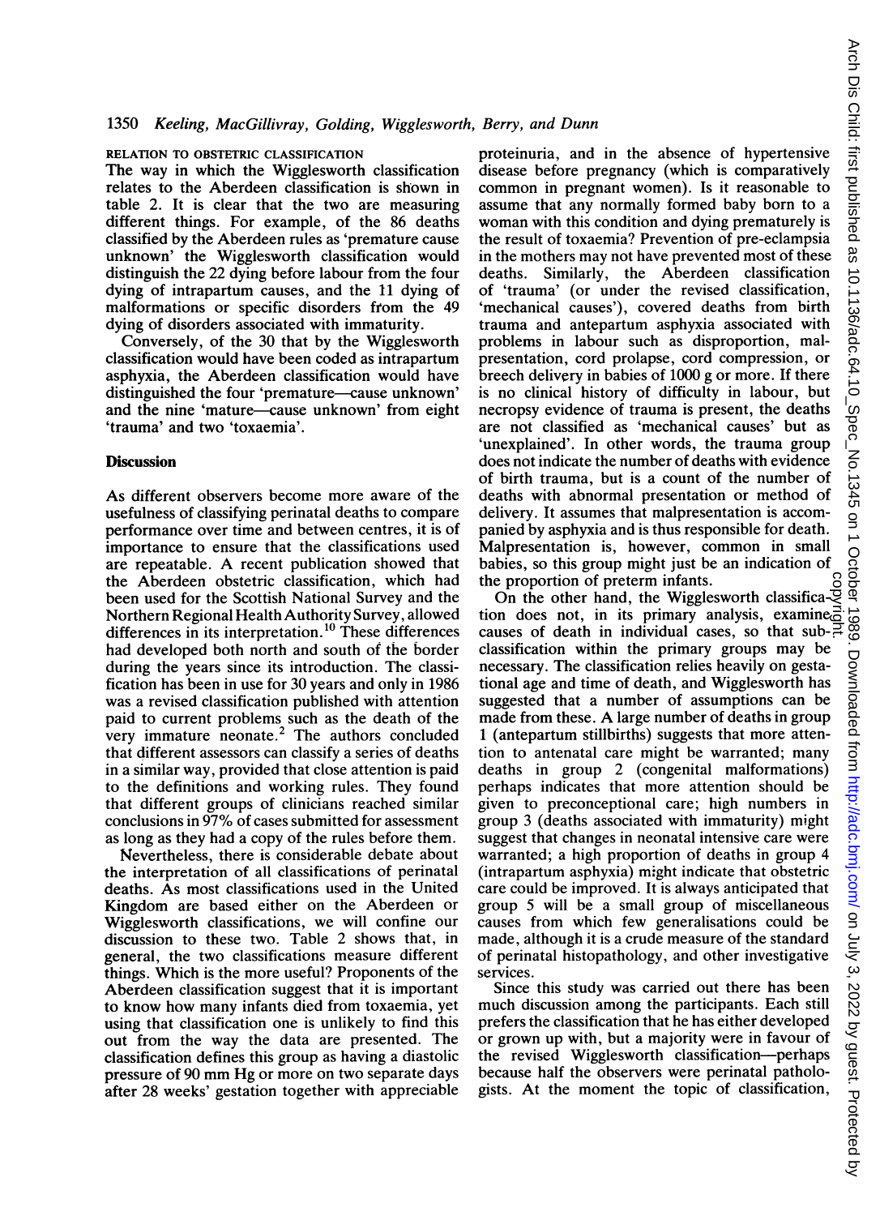### RELATION TO OBSTETRIC CLASSIFICATION

The way in which the Wigglesworth classification relates to the Aberdeen classification is shown in table 2. It is clear that the two are measuring different things. For example, of the 86 deaths classified by the Aberdeen rules as 'premature cause unknown' the Wigglesworth classification would distinguish the 22 dying before labour from the four dying of intrapartum causes, and the 11 dying of malformations or specific disorders from the 49 dying of disorders associated with immaturity.

Conversely, of the 30 that by the Wigglesworth classification would have been coded as intrapartum asphyxia, the Aberdeen classification would have distinguished the four 'premature—cause unknown' and the nine 'mature—cause unknown' from eight 'trauma' and two 'toxaemia'.

## Discussion

As different observers become more aware of the usefulness of classifying perinatal deaths to compare performance over time and between centres, it is of importance to ensure that the classifications used are repeatable. A recent publication showed that the Aberdeen obstetric classification, which had been used for the Scottish National Survey and the Northern Regional Health Authority Survey, allowed differences in its interpretation.[10] These differences had developed both north and south of the border during the years since its introduction. The classification has been in use for 30 years and only in 1986 was a revised classification published with attention paid to current problems such as the death of the very immature neonate.[2] The authors concluded that different assessors can classify a series of deaths in a similar way, provided that close attention is paid to the definitions and working rules. They found that different groups of clinicians reached similar conclusions in 97% of cases submitted for assessment as long as they had a copy of the rules before them.

Nevertheless, there is considerable debate about the interpretation of all classifications of perinatal deaths. As most classifications used in the United Kingdom are based either on the Aberdeen or Wigglesworth classifications, we will confine our discussion to these two. Table 2 shows that, in general, the two classifications measure different things. Which is the more useful? Proponents of the Aberdeen classification suggest that it is important to know how many infants died from toxaemia, yet using that classification one is unlikely to find this out from the way the data are presented. The classification defines this group as having a diastolic pressure of 90 mm Hg or more on two separate days after 28 weeks' gestation together with appreciable proteinuria, and in the absence of hypertensive disease before pregnancy (which is comparatively common in pregnant women). Is it reasonable to assume that any normally formed baby born to a woman with this condition and dying prematurely is the result of toxaemia? Prevention of pre-eclampsia in the mothers may not have prevented most of these deaths. Similarly, the Aberdeen classification of 'trauma' (or under the revised classification, 'mechanical causes'), covered deaths from birth trauma and antepartum asphyxia associated with problems in labour such as disproportion, malpresentation, cord prolapse, cord compression, or breech delivery in babies of 1000 g or more. If there is no clinical history of difficulty in labour, but necropsy evidence of trauma is present, the deaths are not classified as 'mechanical causes' but as 'unexplained'. In other words, the trauma group does not indicate the number of deaths with evidence of birth trauma, but is a count of the number of deaths with abnormal presentation or method of delivery. It assumes that malpresentation is accompanied by asphyxia and is thus responsible for death. Malpresentation is, however, common in small babies, so this group might just be an indication of the proportion of preterm infants.

On the other hand, the Wigglesworth classification does not, in its primary analysis, examine causes of death in individual cases, so that subclassification within the primary groups may be necessary. The classification relies heavily on gestational age and time of death, and Wigglesworth has suggested that a number of assumptions can be made from these. A large number of deaths in group 1 (antepartum stillbirths) suggests that more attention to antenatal care might be warranted; many deaths in group 2 (congenital malformations) perhaps indicates that more attention should be given to preconceptional care; high numbers in group 3 (deaths associated with immaturity) might suggest that changes in neonatal intensive care were warranted; a high proportion of deaths in group 4 (intrapartum asphyxia) might indicate that obstetric care could be improved. It is always anticipated that group 5 will be a small group of miscellaneous causes from which few generalisations could be made, although it is a crude measure of the standard of perinatal histopathology, and other investigative services.

Since this study was carried out there has been much discussion among the participants. Each still prefers the classification that he has either developed or grown up with, but a majority were in favour of the revised Wigglesworth classification—perhaps because half the observers were perinatal pathologists. At the moment the topic of classification,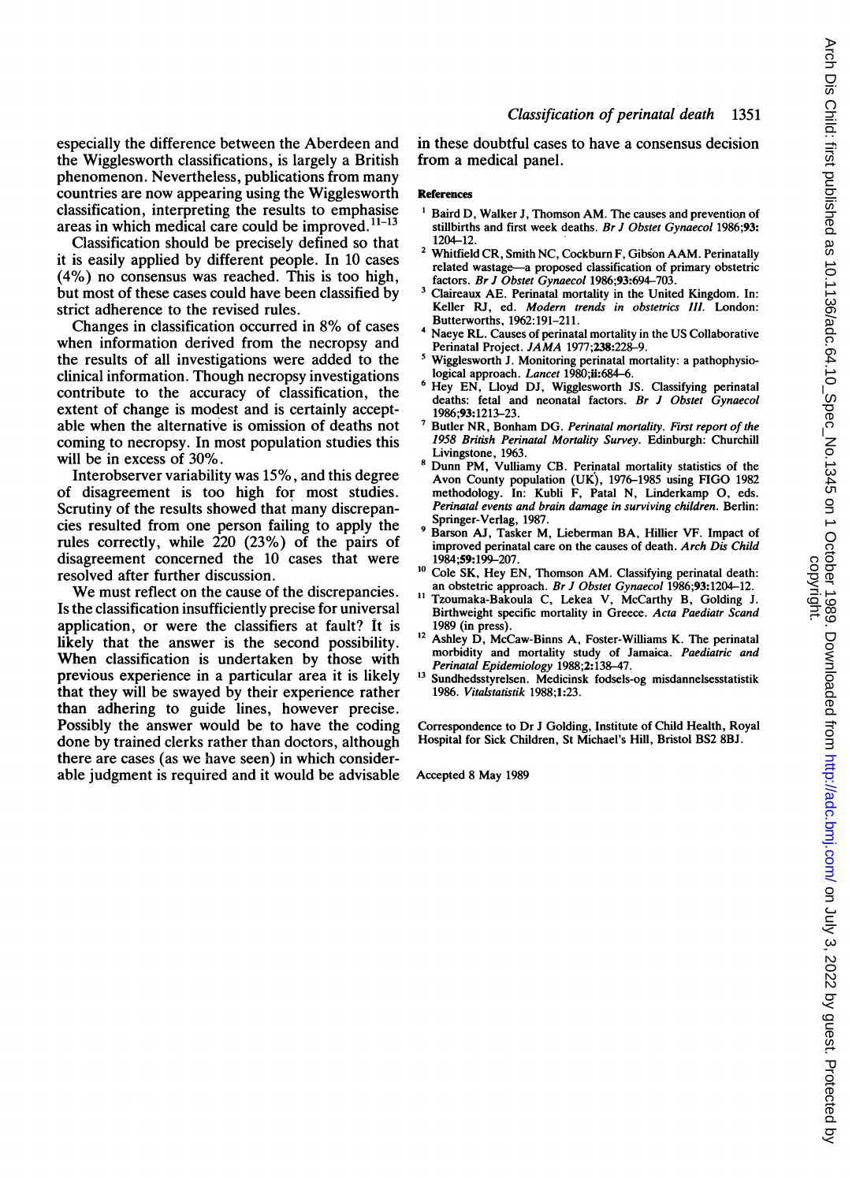especially the difference between the Aberdeen and the Wigglesworth classifications, is largely a British phenomenon. Nevertheless, publications from many countries are now appearing using the Wigglesworth classification, interpreting the results to emphasise areas in which medical care could be improved.[11–13]

Classification should be precisely defined so that it is easily applied by different people. In 10 cases (4%) no consensus was reached. This is too high, but most of these cases could have been classified by strict adherence to the revised rules.

Changes in classification occurred in 8% of cases when information derived from the necropsy and the results of all investigations were added to the clinical information. Though necropsy investigations contribute to the accuracy of classification, the extent of change is modest and is certainly acceptable when the alternative is omission of deaths not coming to necropsy. In most population studies this will be in excess of 30%.

Interobserver variability was 15%, and this degree of disagreement is too high for most studies. Scrutiny of the results showed that many discrepancies resulted from one person failing to apply the rules correctly, while 220 (23%) of the pairs of disagreement concerned the 10 cases that were resolved after further discussion.

We must reflect on the cause of the discrepancies. Is the classification insufficiently precise for universal application, or were the classifiers at fault? It is likely that the answer is the second possibility. When classification is undertaken by those with previous experience in a particular area it is likely that they will be swayed by their experience rather than adhering to guide lines, however precise. Possibly the answer would be to have the coding done by trained clerks rather than doctors, although there are cases (as we have seen) in which considerable judgment is required and it would be advisable in these doubtful cases to have a consensus decision from a medical panel.

## References

1. Baird D, Walker J, Thomson AM. The causes and prevention of stillbirths and first week deaths. *Br J Obstet Gynaecol* 1986;**93:** 1204–12.
2. Whitfield CR, Smith NC, Cockburn F, Gibson AAM. Perinatally related wastage—a proposed classification of primary obstetric factors. *Br J Obstet Gynaecol* 1986;**93:**694–703.
3. Claireaux AE. Perinatal mortality in the United Kingdom. In: Keller RJ, ed. *Modern trends in obstetrics III.* London: Butterworths, 1962:191–211.
4. Naeye RL. Causes of perinatal mortality in the US Collaborative Perinatal Project. *JAMA* 1977;**238:**228–9.
5. Wigglesworth J. Monitoring perinatal mortality: a pathophysiological approach. *Lancet* 1980;**ii:**684–6.
6. Hey EN, Lloyd DJ, Wigglesworth JS. Classifying perinatal deaths: fetal and neonatal factors. *Br J Obstet Gynaecol* 1986;**93:**1213–23.
7. Butler NR, Bonham DG. *Perinatal mortality. First report of the 1958 British Perinatal Mortality Survey.* Edinburgh: Churchill Livingstone, 1963.
8. Dunn PM, Vulliamy CB. Perinatal mortality statistics of the Avon County population (UK), 1976–1985 using FIGO 1982 methodology. In: Kubli F, Patal N, Linderkamp O, eds. *Perinatal events and brain damage in surviving children.* Berlin: Springer-Verlag, 1987.
9. Barson AJ, Tasker M, Lieberman BA, Hillier VF. Impact of improved perinatal care on the causes of death. *Arch Dis Child* 1984;**59:**199–207.
10. Cole SK, Hey EN, Thomson AM. Classifying perinatal death: an obstetric approach. *Br J Obstet Gynaecol* 1986;**93:**1204–12.
11. Tzoumaka-Bakoula C, Lekea V, McCarthy B, Golding J. Birthweight specific mortality in Greece. *Acta Paediatr Scand* 1989 (in press).
12. Ashley D, McCaw-Binns A, Foster-Williams K. The perinatal morbidity and mortality study of Jamaica. *Paediatric and Perinatal Epidemiology* 1988;2:138–47.
13. Sundhedsstyrelsen. Medicinsk fodsels-og misdannelsesstatistik 1986. *Vitalstatistik* 1988;**1:**23.

Correspondence to Dr J Golding, Institute of Child Health, Royal Hospital for Sick Children, St Michael's Hill, Bristol BS2 8BJ.

Accepted 8 May 1989